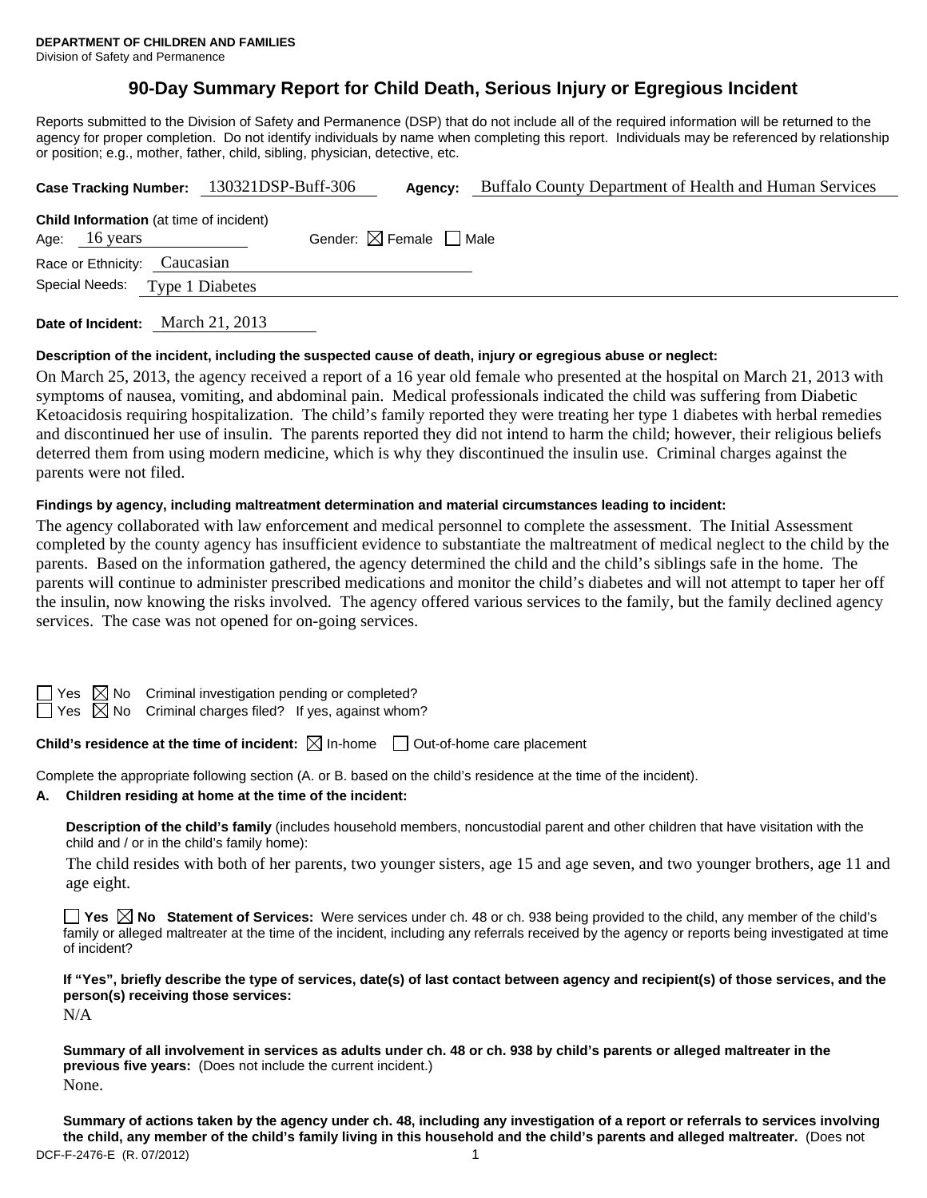**DEPARTMENT OF CHILDREN AND FAMILIES**
Division of Safety and Permanence

# 90-Day Summary Report for Child Death, Serious Injury or Egregious Incident

Reports submitted to the Division of Safety and Permanence (DSP) that do not include all of the required information will be returned to the agency for proper completion. Do not identify individuals by name when completing this report. Individuals may be referenced by relationship or position; e.g., mother, father, child, sibling, physician, detective, etc.

**Case Tracking Number:** 130321DSP-Buff-306 **Agency:** Buffalo County Department of Health and Human Services

**Child Information** (at time of incident)
Age: 16 years Gender: ☒ Female ☐ Male
Race or Ethnicity: Caucasian
Special Needs: Type 1 Diabetes

**Date of Incident:** March 21, 2013

**Description of the incident, including the suspected cause of death, injury or egregious abuse or neglect:**

On March 25, 2013, the agency received a report of a 16 year old female who presented at the hospital on March 21, 2013 with symptoms of nausea, vomiting, and abdominal pain. Medical professionals indicated the child was suffering from Diabetic Ketoacidosis requiring hospitalization. The child's family reported they were treating her type 1 diabetes with herbal remedies and discontinued her use of insulin. The parents reported they did not intend to harm the child; however, their religious beliefs deterred them from using modern medicine, which is why they discontinued the insulin use. Criminal charges against the parents were not filed.

**Findings by agency, including maltreatment determination and material circumstances leading to incident:**

The agency collaborated with law enforcement and medical personnel to complete the assessment. The Initial Assessment completed by the county agency has insufficient evidence to substantiate the maltreatment of medical neglect to the child by the parents. Based on the information gathered, the agency determined the child and the child's siblings safe in the home. The parents will continue to administer prescribed medications and monitor the child's diabetes and will not attempt to taper her off the insulin, now knowing the risks involved. The agency offered various services to the family, but the family declined agency services. The case was not opened for on-going services.

☐ Yes ☒ No Criminal investigation pending or completed?
☐ Yes ☒ No Criminal charges filed? If yes, against whom?

**Child's residence at the time of incident:** ☒ In-home ☐ Out-of-home care placement

Complete the appropriate following section (A. or B. based on the child's residence at the time of the incident).

**A. Children residing at home at the time of the incident:**

**Description of the child's family** (includes household members, noncustodial parent and other children that have visitation with the child and / or in the child's family home):

The child resides with both of her parents, two younger sisters, age 15 and age seven, and two younger brothers, age 11 and age eight.

☐ **Yes** ☒ **No** **Statement of Services:** Were services under ch. 48 or ch. 938 being provided to the child, any member of the child's family or alleged maltreater at the time of the incident, including any referrals received by the agency or reports being investigated at time of incident?

**If "Yes", briefly describe the type of services, date(s) of last contact between agency and recipient(s) of those services, and the person(s) receiving those services:**

N/A

**Summary of all involvement in services as adults under ch. 48 or ch. 938 by child's parents or alleged maltreater in the previous five years:** (Does not include the current incident.)

None.

**Summary of actions taken by the agency under ch. 48, including any investigation of a report or referrals to services involving the child, any member of the child's family living in this household and the child's parents and alleged maltreater.** (Does not

DCF-F-2476-E (R. 07/2012)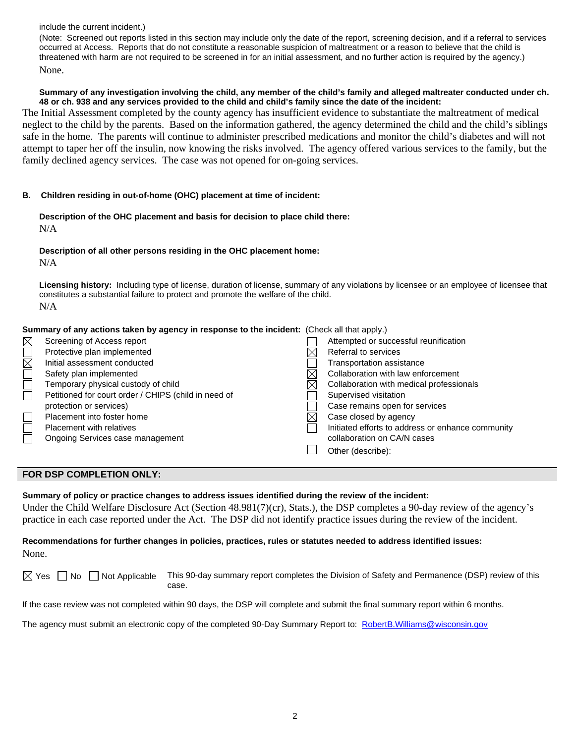include the current incident.)

(Note: Screened out reports listed in this section may include only the date of the report, screening decision, and if a referral to services occurred at Access. Reports that do not constitute a reasonable suspicion of maltreatment or a reason to believe that the child is threatened with harm are not required to be screened in for an initial assessment, and no further action is required by the agency.)

None.

**Summary of any investigation involving the child, any member of the child's family and alleged maltreater conducted under ch. 48 or ch. 938 and any services provided to the child and child's family since the date of the incident:**

The Initial Assessment completed by the county agency has insufficient evidence to substantiate the maltreatment of medical neglect to the child by the parents. Based on the information gathered, the agency determined the child and the child's siblings safe in the home. The parents will continue to administer prescribed medications and monitor the child's diabetes and will not attempt to taper her off the insulin, now knowing the risks involved. The agency offered various services to the family, but the family declined agency services. The case was not opened for on-going services.

**B. Children residing in out-of-home (OHC) placement at time of incident:**

**Description of the OHC placement and basis for decision to place child there:**

N/A

**Description of all other persons residing in the OHC placement home:**

N/A

**Licensing history:** Including type of license, duration of license, summary of any violations by licensee or an employee of licensee that constitutes a substantial failure to protect and promote the welfare of the child.

N/A

**Summary of any actions taken by agency in response to the incident:** (Check all that apply.)

- ☒ Screening of Access report
- ☐ Protective plan implemented
- ☒ Initial assessment conducted
- ☐ Safety plan implemented
- ☐ Temporary physical custody of child
- ☐ Petitioned for court order / CHIPS (child in need of protection or services)
- ☐ Placement into foster home
- ☐ Placement with relatives
- ☐ Ongoing Services case management
- ☐ Attempted or successful reunification
- ☒ Referral to services
- ☐ Transportation assistance
- ☒ Collaboration with law enforcement
- ☒ Collaboration with medical professionals
- ☐ Supervised visitation
- ☐ Case remains open for services
- ☒ Case closed by agency
- ☐ Initiated efforts to address or enhance community collaboration on CA/N cases
- ☐ Other (describe):

## FOR DSP COMPLETION ONLY:

**Summary of policy or practice changes to address issues identified during the review of the incident:**

Under the Child Welfare Disclosure Act (Section 48.981(7)(cr), Stats.), the DSP completes a 90-day review of the agency's practice in each case reported under the Act. The DSP did not identify practice issues during the review of the incident.

**Recommendations for further changes in policies, practices, rules or statutes needed to address identified issues:**

None.

☒ Yes ☐ No ☐ Not Applicable This 90-day summary report completes the Division of Safety and Permanence (DSP) review of this case.

If the case review was not completed within 90 days, the DSP will complete and submit the final summary report within 6 months.

The agency must submit an electronic copy of the completed 90-Day Summary Report to: RobertB.Williams@wisconsin.gov